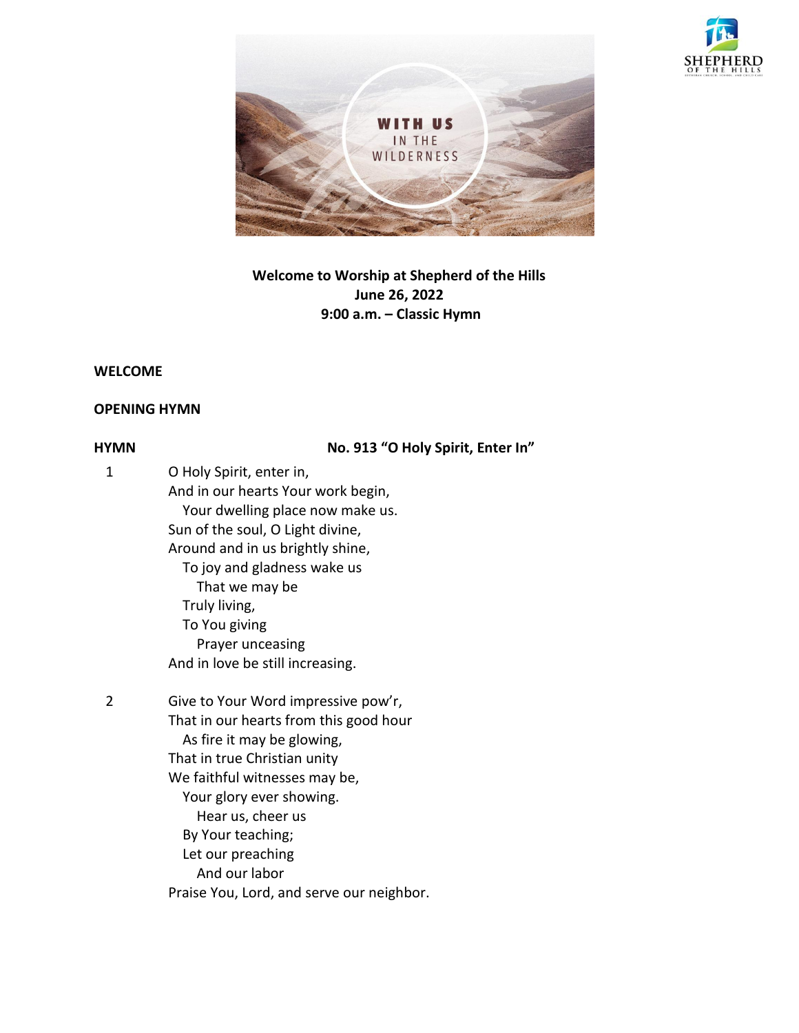**Welcome to Worship at Shepherd of the Hills**
**June 26, 2022**
**9:00 a.m. – Classic Hymn**

**WELCOME**

**OPENING HYMN**

**HYMN** **No. 913 "O Holy Spirit, Enter In"**

1

O Holy Spirit, enter in,
And in our hearts Your work begin,
Your dwelling place now make us.
Sun of the soul, O Light divine,
Around and in us brightly shine,
To joy and gladness wake us
That we may be
Truly living,
To You giving
Prayer unceasing
And in love be still increasing.

2

Give to Your Word impressive pow'r,
That in our hearts from this good hour
As fire it may be glowing,
That in true Christian unity
We faithful witnesses may be,
Your glory ever showing.
Hear us, cheer us
By Your teaching;
Let our preaching
And our labor
Praise You, Lord, and serve our neighbor.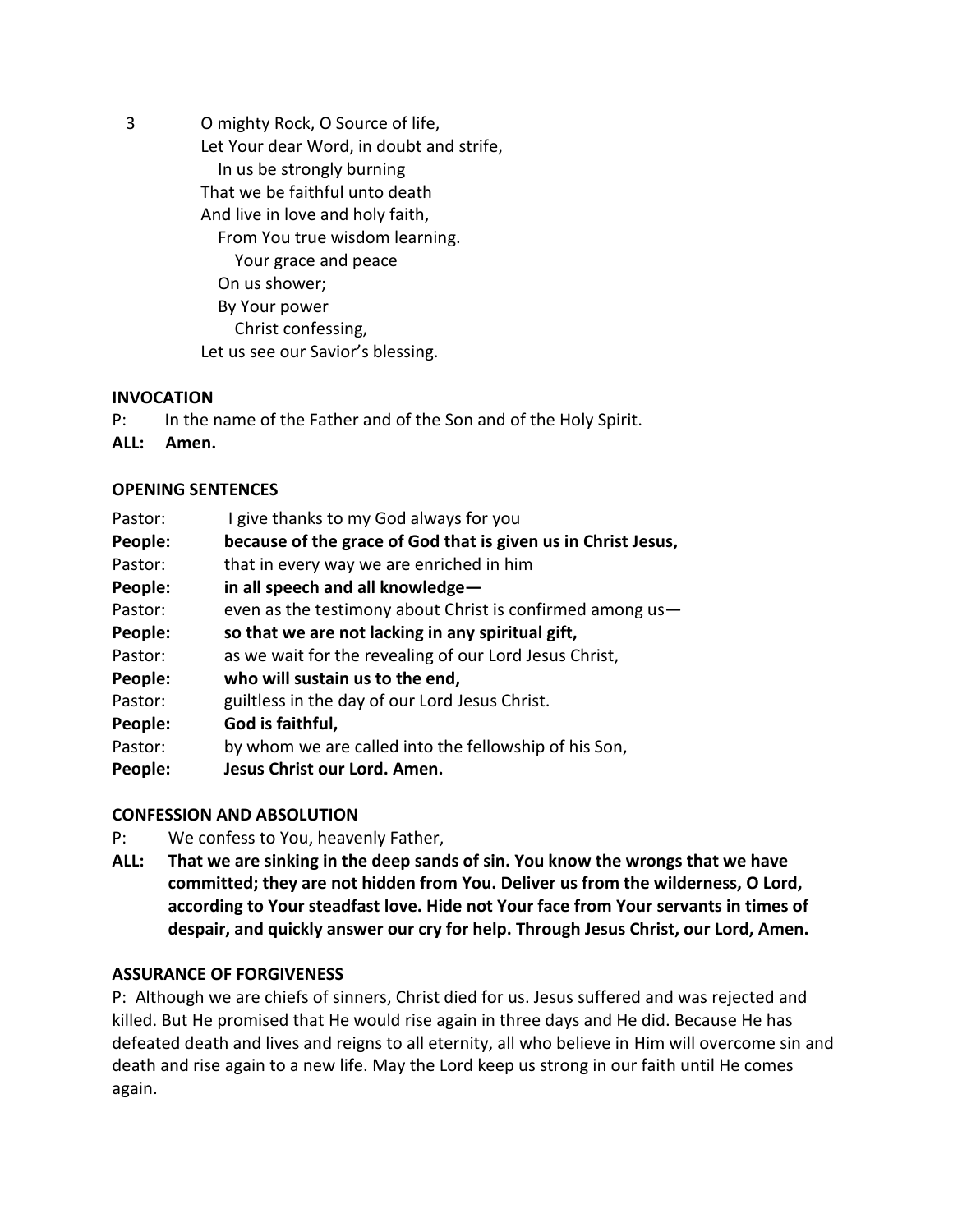3 O mighty Rock, O Source of life,
Let Your dear Word, in doubt and strife,
In us be strongly burning
That we be faithful unto death
And live in love and holy faith,
From You true wisdom learning.
Your grace and peace
On us shower;
By Your power
Christ confessing,
Let us see our Savior's blessing.

**INVOCATION**

P: In the name of the Father and of the Son and of the Holy Spirit.

**ALL: Amen.**

**OPENING SENTENCES**

Pastor: I give thanks to my God always for you

**People: because of the grace of God that is given us in Christ Jesus,**

Pastor: that in every way we are enriched in him

**People: in all speech and all knowledge—**

Pastor: even as the testimony about Christ is confirmed among us—

**People: so that we are not lacking in any spiritual gift,**

Pastor: as we wait for the revealing of our Lord Jesus Christ,

**People: who will sustain us to the end,**

Pastor: guiltless in the day of our Lord Jesus Christ.

**People: God is faithful,**

Pastor: by whom we are called into the fellowship of his Son,

**People: Jesus Christ our Lord. Amen.**

**CONFESSION AND ABSOLUTION**

P: We confess to You, heavenly Father,

**ALL: That we are sinking in the deep sands of sin. You know the wrongs that we have committed; they are not hidden from You. Deliver us from the wilderness, O Lord, according to Your steadfast love. Hide not Your face from Your servants in times of despair, and quickly answer our cry for help. Through Jesus Christ, our Lord, Amen.**

**ASSURANCE OF FORGIVENESS**

P: Although we are chiefs of sinners, Christ died for us. Jesus suffered and was rejected and killed. But He promised that He would rise again in three days and He did. Because He has defeated death and lives and reigns to all eternity, all who believe in Him will overcome sin and death and rise again to a new life. May the Lord keep us strong in our faith until He comes again.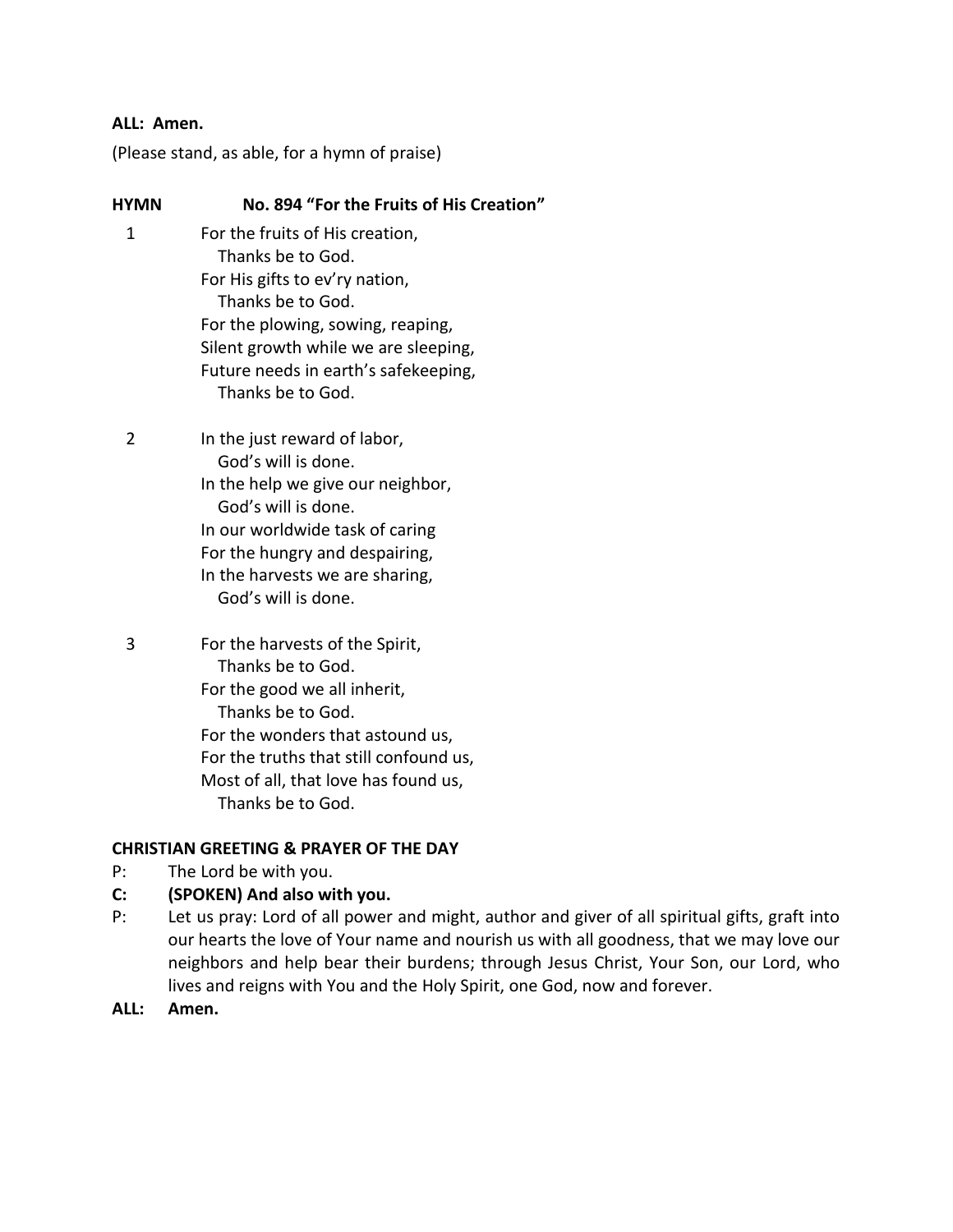**ALL: Amen.**

(Please stand, as able, for a hymn of praise)

**HYMN No. 894 "For the Fruits of His Creation"**

1. For the fruits of His creation,
   Thanks be to God.
   For His gifts to ev'ry nation,
   Thanks be to God.
   For the plowing, sowing, reaping,
   Silent growth while we are sleeping,
   Future needs in earth's safekeeping,
   Thanks be to God.

2. In the just reward of labor,
   God's will is done.
   In the help we give our neighbor,
   God's will is done.
   In our worldwide task of caring
   For the hungry and despairing,
   In the harvests we are sharing,
   God's will is done.

3. For the harvests of the Spirit,
   Thanks be to God.
   For the good we all inherit,
   Thanks be to God.
   For the wonders that astound us,
   For the truths that still confound us,
   Most of all, that love has found us,
   Thanks be to God.

**CHRISTIAN GREETING & PRAYER OF THE DAY**

P: The Lord be with you.

**C: (SPOKEN) And also with you.**

P: Let us pray: Lord of all power and might, author and giver of all spiritual gifts, graft into our hearts the love of Your name and nourish us with all goodness, that we may love our neighbors and help bear their burdens; through Jesus Christ, Your Son, our Lord, who lives and reigns with You and the Holy Spirit, one God, now and forever.

**ALL: Amen.**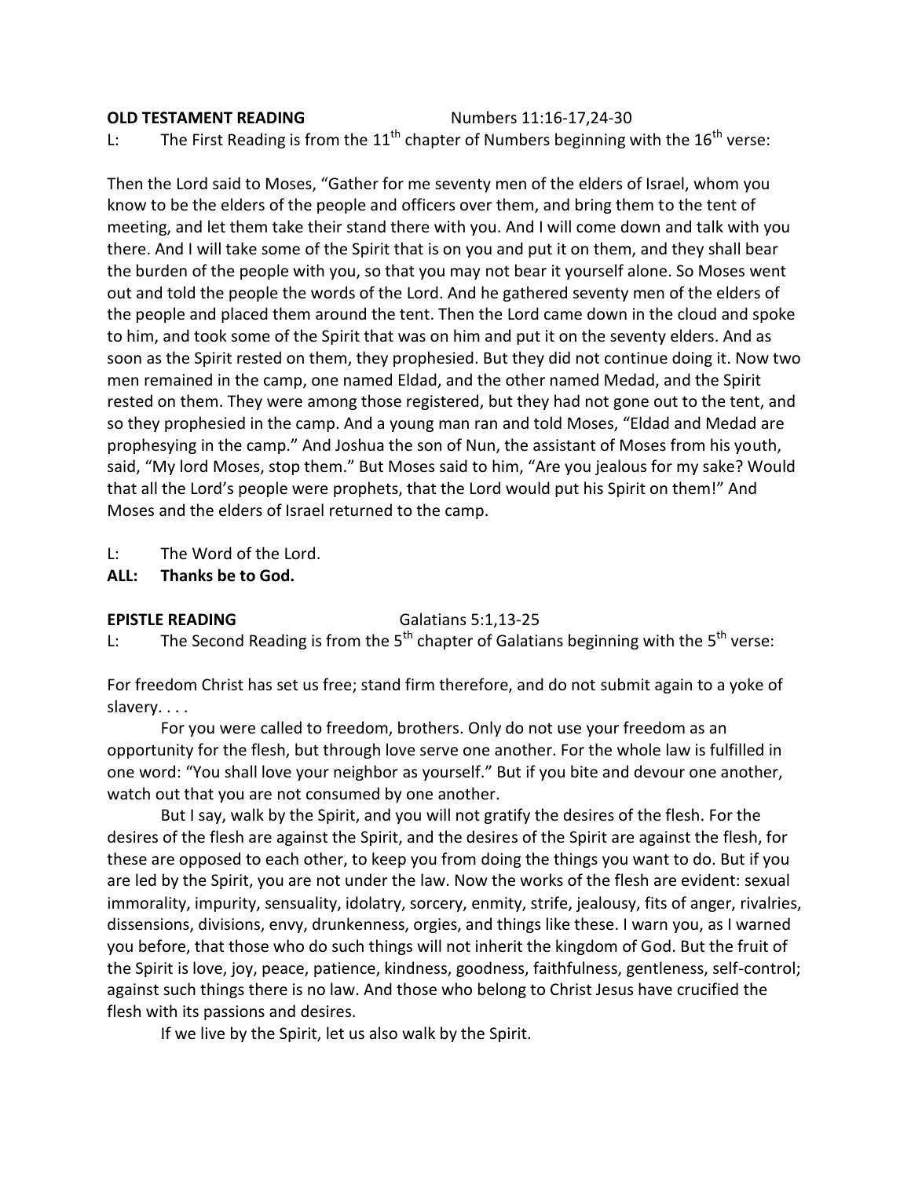**OLD TESTAMENT READING** Numbers 11:16-17,24-30

L: The First Reading is from the 11th chapter of Numbers beginning with the 16th verse:

Then the Lord said to Moses, "Gather for me seventy men of the elders of Israel, whom you know to be the elders of the people and officers over them, and bring them to the tent of meeting, and let them take their stand there with you. And I will come down and talk with you there. And I will take some of the Spirit that is on you and put it on them, and they shall bear the burden of the people with you, so that you may not bear it yourself alone. So Moses went out and told the people the words of the Lord. And he gathered seventy men of the elders of the people and placed them around the tent. Then the Lord came down in the cloud and spoke to him, and took some of the Spirit that was on him and put it on the seventy elders. And as soon as the Spirit rested on them, they prophesied. But they did not continue doing it. Now two men remained in the camp, one named Eldad, and the other named Medad, and the Spirit rested on them. They were among those registered, but they had not gone out to the tent, and so they prophesied in the camp. And a young man ran and told Moses, "Eldad and Medad are prophesying in the camp." And Joshua the son of Nun, the assistant of Moses from his youth, said, "My lord Moses, stop them." But Moses said to him, "Are you jealous for my sake? Would that all the Lord's people were prophets, that the Lord would put his Spirit on them!" And Moses and the elders of Israel returned to the camp.

L: The Word of the Lord.
**ALL: Thanks be to God.**

**EPISTLE READING** Galatians 5:1,13-25

L: The Second Reading is from the 5th chapter of Galatians beginning with the 5th verse:

For freedom Christ has set us free; stand firm therefore, and do not submit again to a yoke of slavery. . . .

For you were called to freedom, brothers. Only do not use your freedom as an opportunity for the flesh, but through love serve one another. For the whole law is fulfilled in one word: "You shall love your neighbor as yourself." But if you bite and devour one another, watch out that you are not consumed by one another.

But I say, walk by the Spirit, and you will not gratify the desires of the flesh. For the desires of the flesh are against the Spirit, and the desires of the Spirit are against the flesh, for these are opposed to each other, to keep you from doing the things you want to do. But if you are led by the Spirit, you are not under the law. Now the works of the flesh are evident: sexual immorality, impurity, sensuality, idolatry, sorcery, enmity, strife, jealousy, fits of anger, rivalries, dissensions, divisions, envy, drunkenness, orgies, and things like these. I warn you, as I warned you before, that those who do such things will not inherit the kingdom of God. But the fruit of the Spirit is love, joy, peace, patience, kindness, goodness, faithfulness, gentleness, self-control; against such things there is no law. And those who belong to Christ Jesus have crucified the flesh with its passions and desires.

If we live by the Spirit, let us also walk by the Spirit.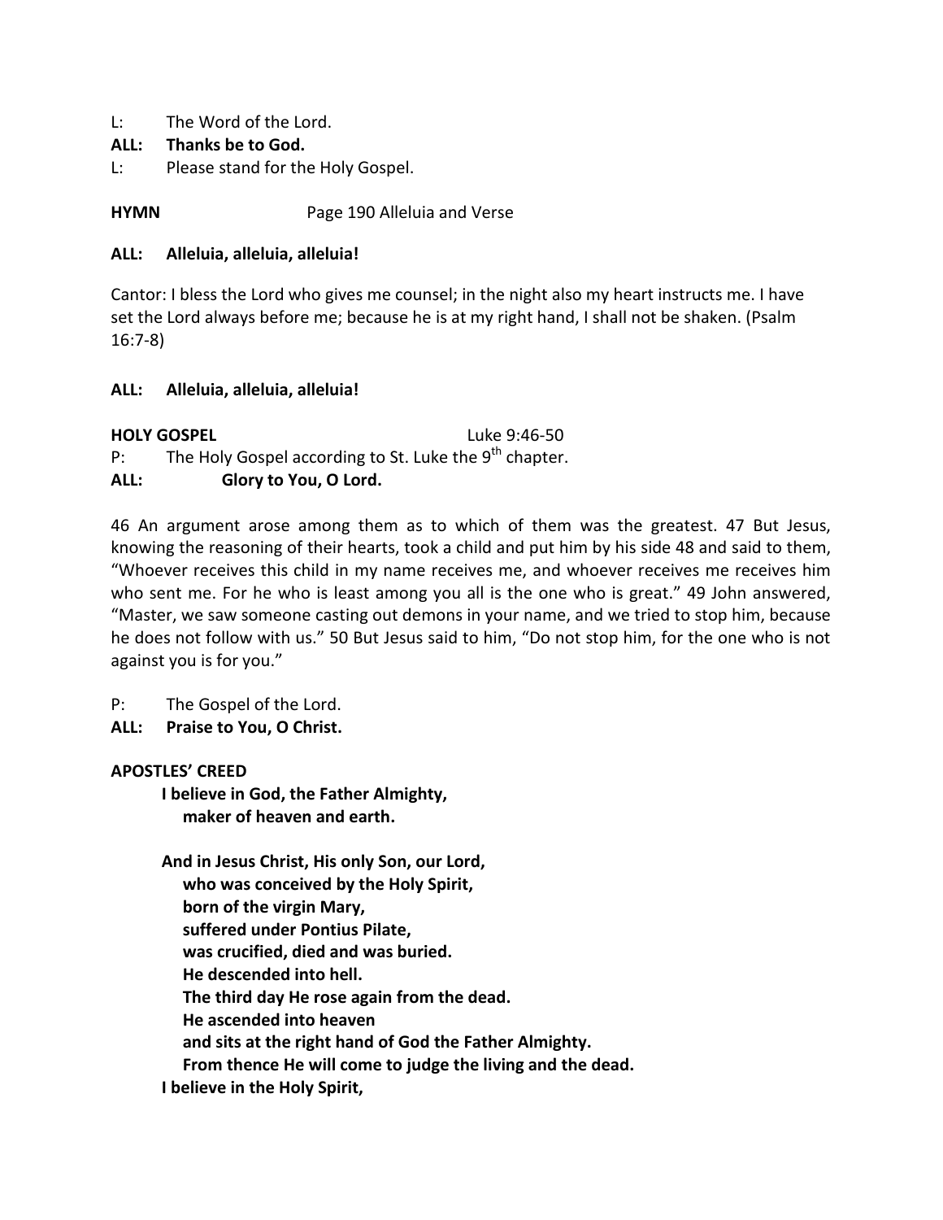L: The Word of the Lord.

**ALL: Thanks be to God.**

L: Please stand for the Holy Gospel.

**HYMN** Page 190 Alleluia and Verse

**ALL: Alleluia, alleluia, alleluia!**

Cantor: I bless the Lord who gives me counsel; in the night also my heart instructs me. I have set the Lord always before me; because he is at my right hand, I shall not be shaken. (Psalm 16:7-8)

**ALL: Alleluia, alleluia, alleluia!**

**HOLY GOSPEL** Luke 9:46-50

P: The Holy Gospel according to St. Luke the 9th chapter.

**ALL: Glory to You, O Lord.**

46 An argument arose among them as to which of them was the greatest. 47 But Jesus, knowing the reasoning of their hearts, took a child and put him by his side 48 and said to them, "Whoever receives this child in my name receives me, and whoever receives me receives him who sent me. For he who is least among you all is the one who is great." 49 John answered, "Master, we saw someone casting out demons in your name, and we tried to stop him, because he does not follow with us." 50 But Jesus said to him, "Do not stop him, for the one who is not against you is for you."

P: The Gospel of the Lord.

**ALL: Praise to You, O Christ.**

**APOSTLES' CREED**

**I believe in God, the Father Almighty,**
**maker of heaven and earth.**

**And in Jesus Christ, His only Son, our Lord,**
**who was conceived by the Holy Spirit,**
**born of the virgin Mary,**
**suffered under Pontius Pilate,**
**was crucified, died and was buried.**
**He descended into hell.**
**The third day He rose again from the dead.**
**He ascended into heaven**
**and sits at the right hand of God the Father Almighty.**
**From thence He will come to judge the living and the dead.**
**I believe in the Holy Spirit,**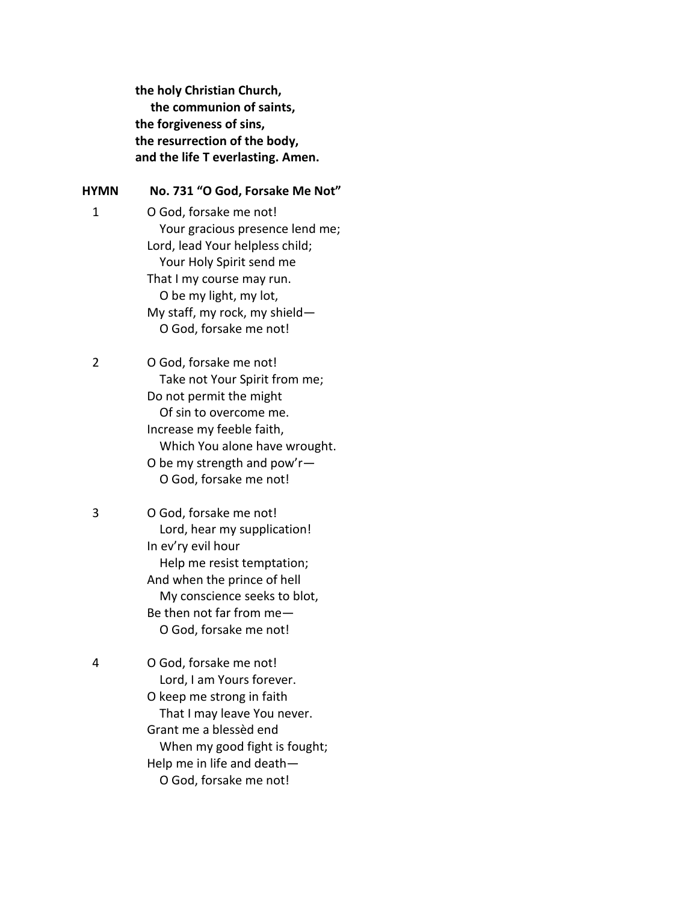**the holy Christian Church,**
**the communion of saints,**
**the forgiveness of sins,**
**the resurrection of the body,**
**and the life T everlasting. Amen.**

**HYMN No. 731 "O God, Forsake Me Not"**

1

O God, forsake me not!
Your gracious presence lend me;
Lord, lead Your helpless child;
Your Holy Spirit send me
That I my course may run.
O be my light, my lot,
My staff, my rock, my shield—
O God, forsake me not!

2

O God, forsake me not!
Take not Your Spirit from me;
Do not permit the might
Of sin to overcome me.
Increase my feeble faith,
Which You alone have wrought.
O be my strength and pow'r—
O God, forsake me not!

3

O God, forsake me not!
Lord, hear my supplication!
In ev'ry evil hour
Help me resist temptation;
And when the prince of hell
My conscience seeks to blot,
Be then not far from me—
O God, forsake me not!

4

O God, forsake me not!
Lord, I am Yours forever.
O keep me strong in faith
That I may leave You never.
Grant me a blessèd end
When my good fight is fought;
Help me in life and death—
O God, forsake me not!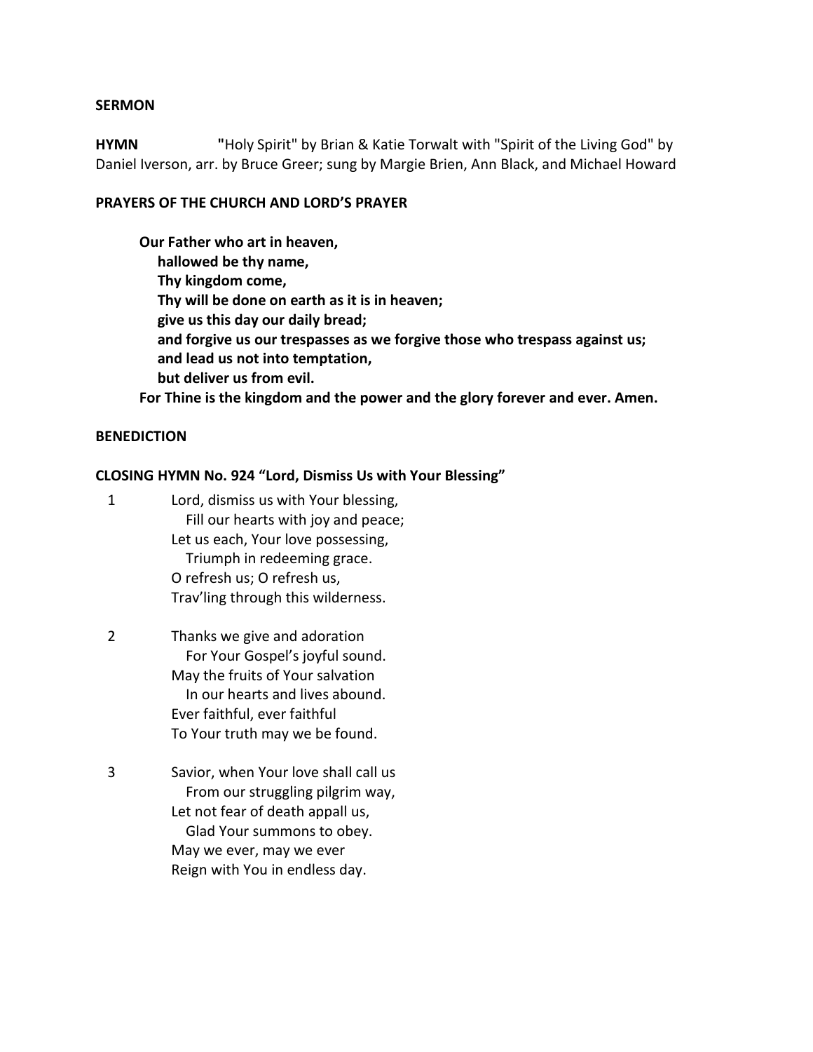**SERMON**

**HYMN** "Holy Spirit" by Brian & Katie Torwalt with "Spirit of the Living God" by Daniel Iverson, arr. by Bruce Greer; sung by Margie Brien, Ann Black, and Michael Howard

**PRAYERS OF THE CHURCH AND LORD'S PRAYER**

**Our Father who art in heaven,**
**hallowed be thy name,**
**Thy kingdom come,**
**Thy will be done on earth as it is in heaven;**
**give us this day our daily bread;**
**and forgive us our trespasses as we forgive those who trespass against us;**
**and lead us not into temptation,**
**but deliver us from evil.**
**For Thine is the kingdom and the power and the glory forever and ever. Amen.**

**BENEDICTION**

**CLOSING HYMN No. 924 "Lord, Dismiss Us with Your Blessing"**

1 Lord, dismiss us with Your blessing,
Fill our hearts with joy and peace;
Let us each, Your love possessing,
Triumph in redeeming grace.
O refresh us; O refresh us,
Trav'ling through this wilderness.

2 Thanks we give and adoration
For Your Gospel's joyful sound.
May the fruits of Your salvation
In our hearts and lives abound.
Ever faithful, ever faithful
To Your truth may we be found.

3 Savior, when Your love shall call us
From our struggling pilgrim way,
Let not fear of death appall us,
Glad Your summons to obey.
May we ever, may we ever
Reign with You in endless day.